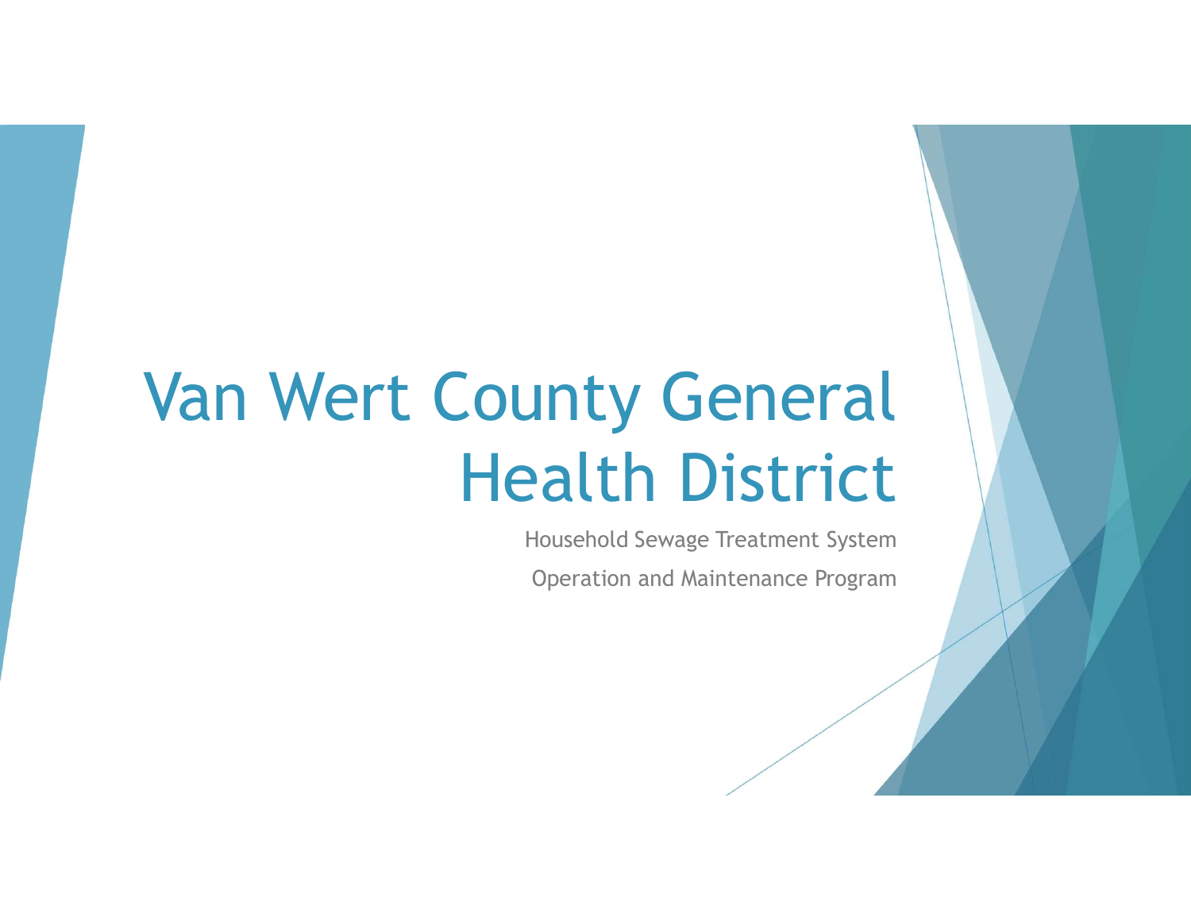# Van Wert County General Health District

Household Sewage Treatment System

Operation and Maintenance Program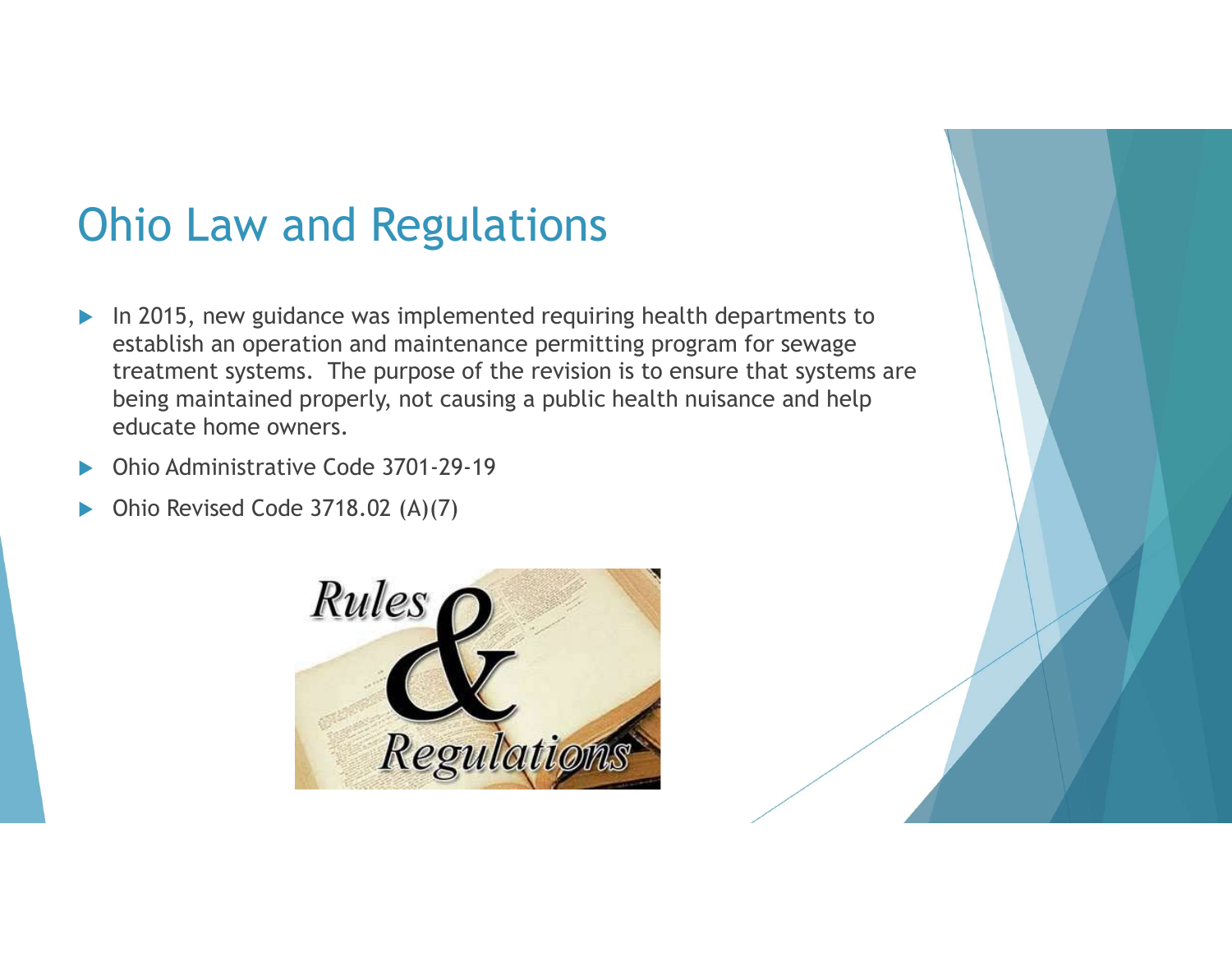# Ohio Law and Regulations

- In 2015, new guidance was implemented requiring health departments to establish an operation and maintenance permitting program for sewage treatment systems. The purpose of the revision is to ensure that systems are being maintained properly, not causing a public health nuisance and help educate home owners.
- Ohio Administrative Code 3701-29-19
- Ohio Revised Code 3718.02 (A)(7)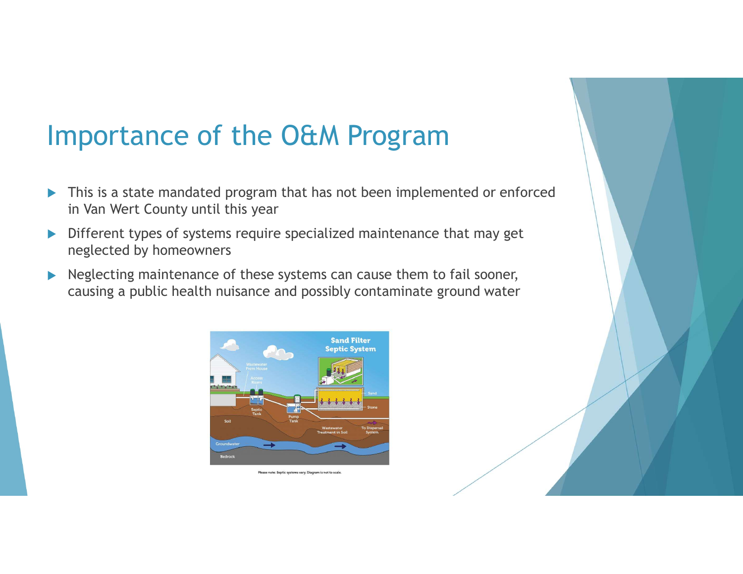# Importance of the O&M Program

- This is a state mandated program that has not been implemented or enforced in Van Wert County until this year
- Different types of systems require specialized maintenance that may get neglected by homeowners
- Neglecting maintenance of these systems can cause them to fail sooner, causing a public health nuisance and possibly contaminate ground water

Please note: Septic systems vary. Diagram is not to scale.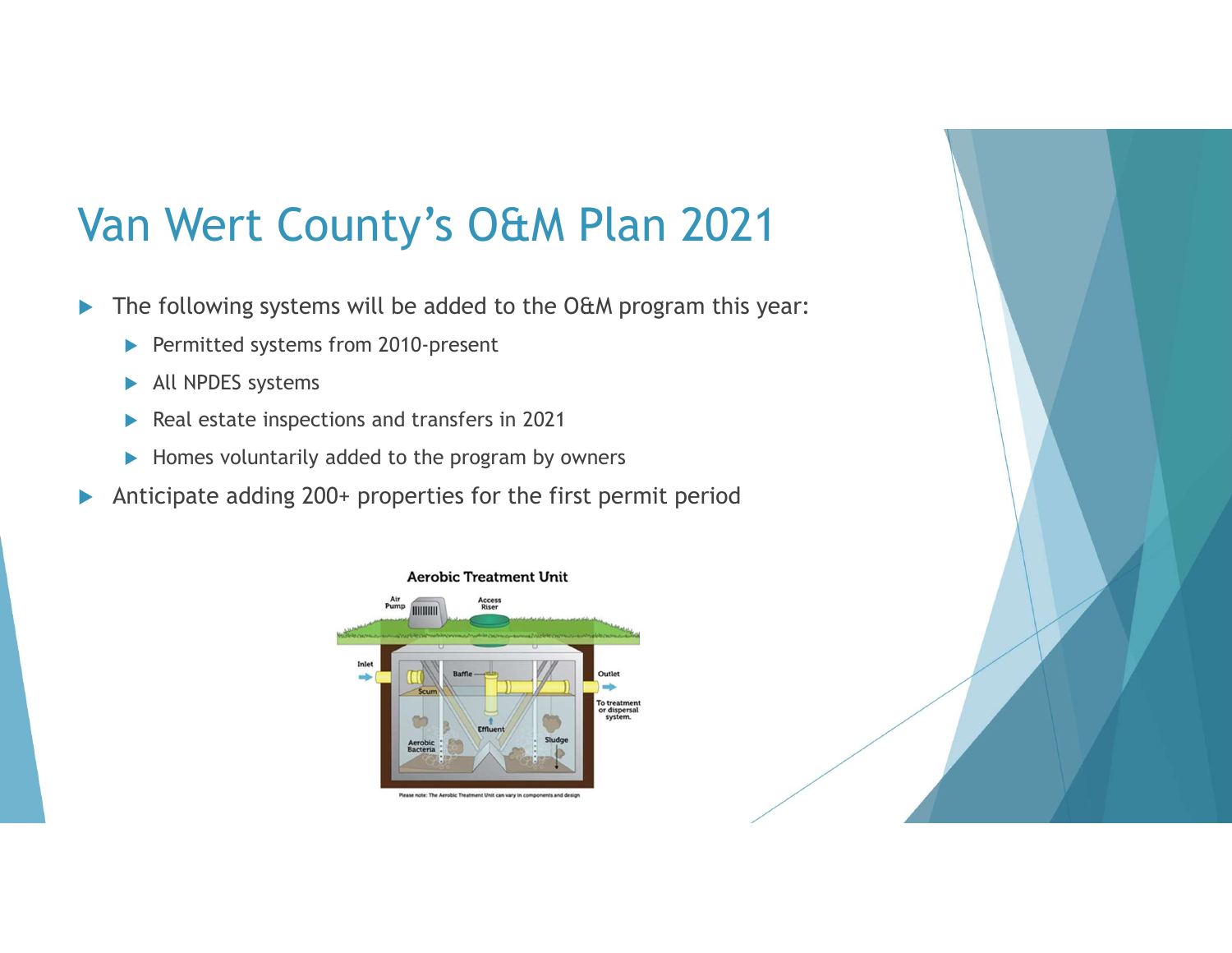# Van Wert County's O&M Plan 2021

- The following systems will be added to the O&M program this year:
  - Permitted systems from 2010-present
  - All NPDES systems
  - Real estate inspections and transfers in 2021
  - Homes voluntarily added to the program by owners
- Anticipate adding 200+ properties for the first permit period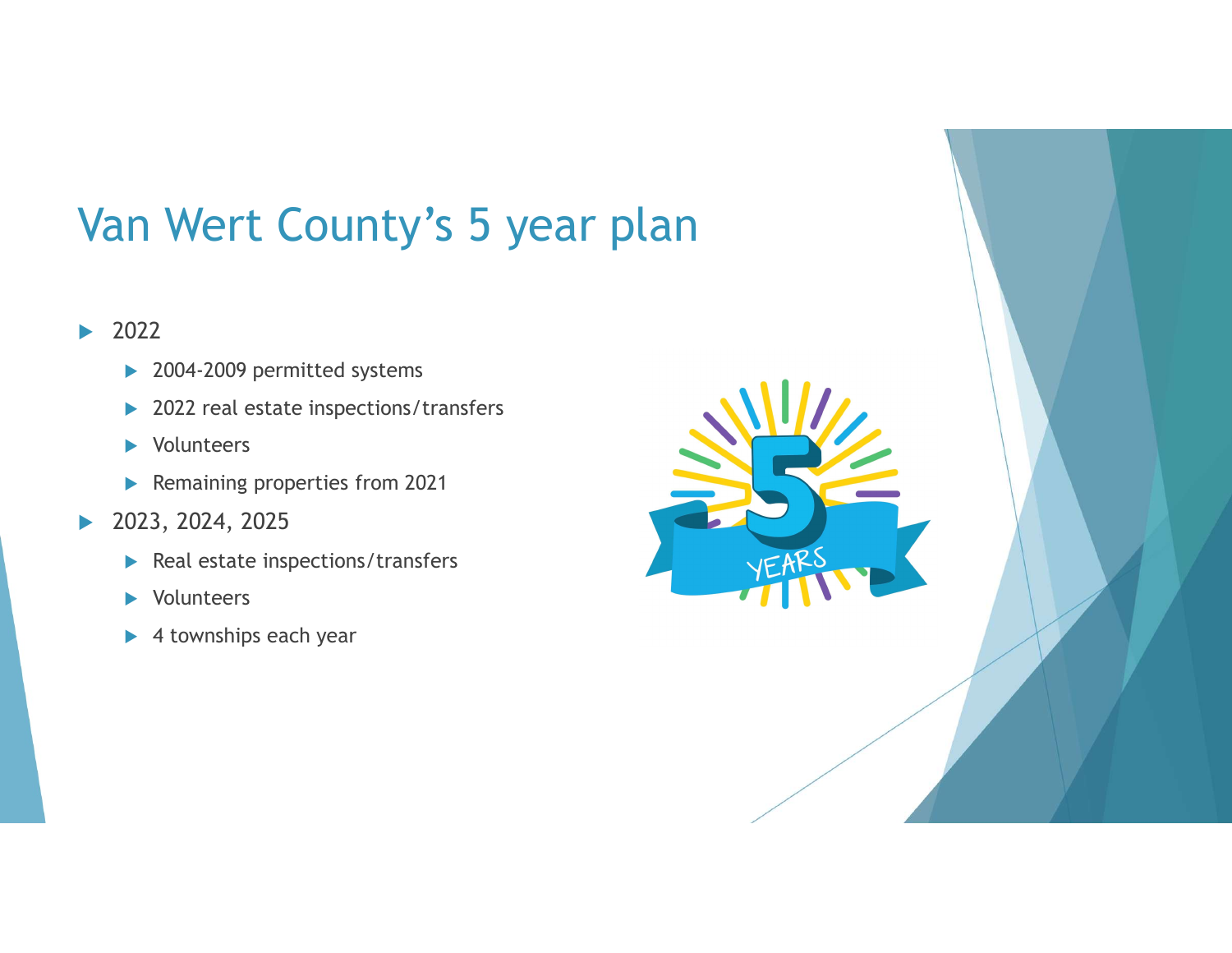# Van Wert County's 5 year plan

- 2022
  - 2004-2009 permitted systems
  - 2022 real estate inspections/transfers
  - Volunteers
  - Remaining properties from 2021
- 2023, 2024, 2025
  - Real estate inspections/transfers
  - Volunteers
  - 4 townships each year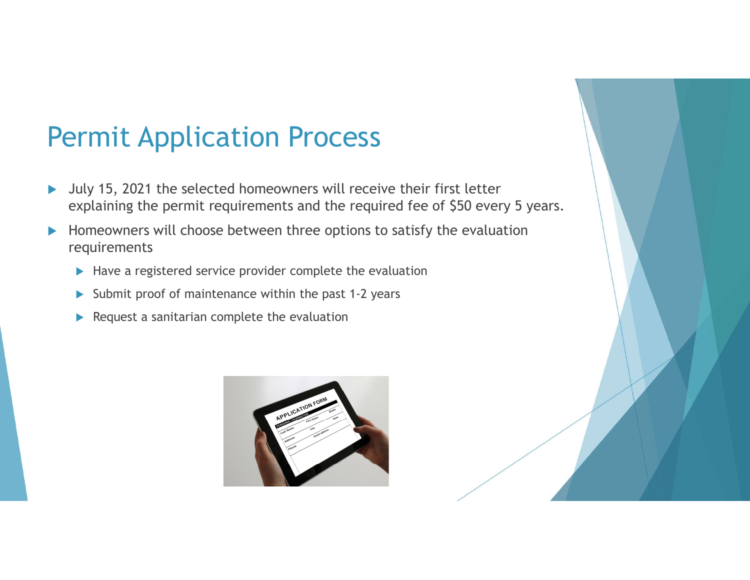# Permit Application Process

- July 15, 2021 the selected homeowners will receive their first letter explaining the permit requirements and the required fee of $50 every 5 years.
- Homeowners will choose between three options to satisfy the evaluation requirements
  - Have a registered service provider complete the evaluation
  - Submit proof of maintenance within the past 1-2 years
  - Request a sanitarian complete the evaluation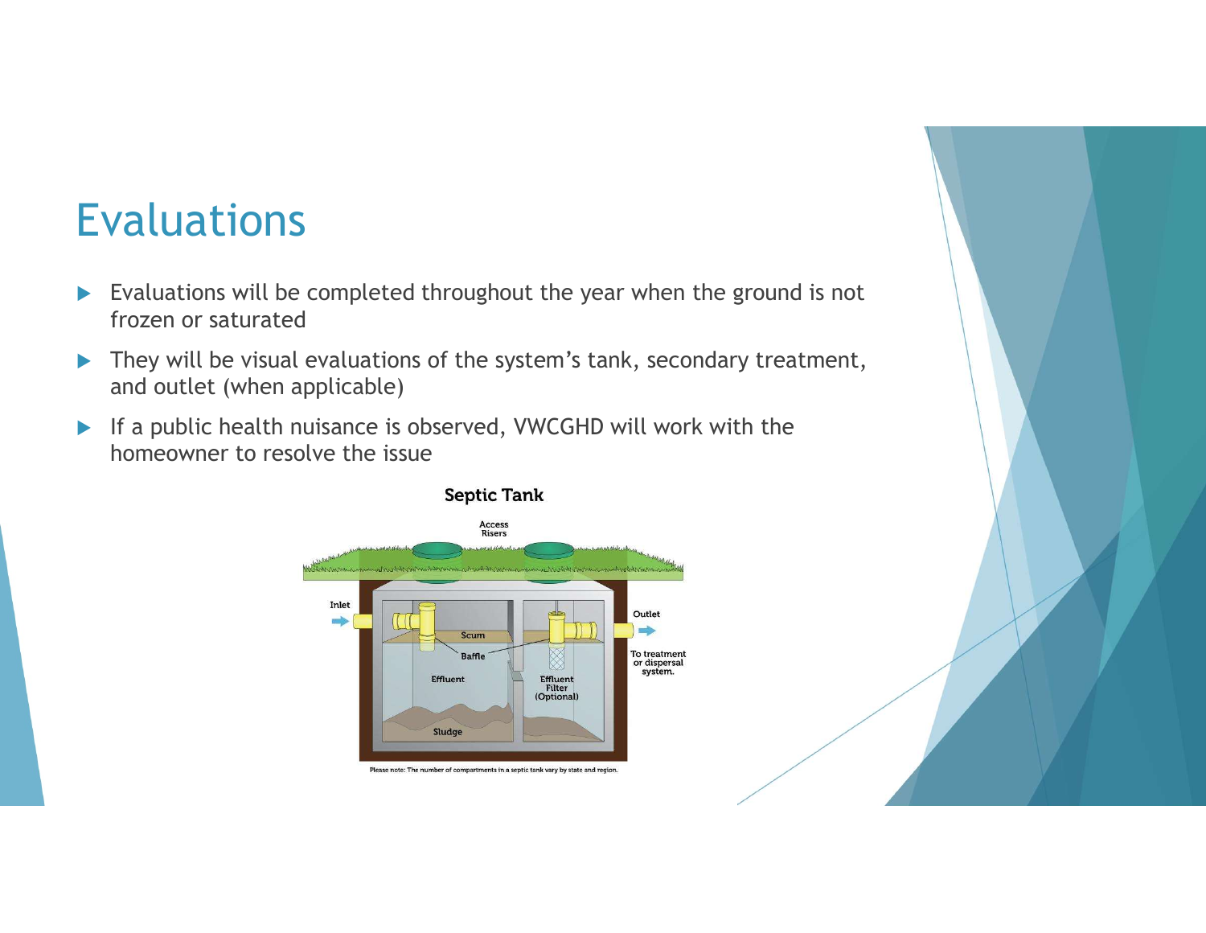# Evaluations

- Evaluations will be completed throughout the year when the ground is not frozen or saturated
- They will be visual evaluations of the system's tank, secondary treatment, and outlet (when applicable)
- If a public health nuisance is observed, VWCGHD will work with the homeowner to resolve the issue

**Septic Tank**

Access Risers

Inlet

Outlet

To treatment or dispersal system.

Scum

Baffle

Effluent

Effluent Filter (Optional)

Sludge

Please note: The number of compartments in a septic tank vary by state and region.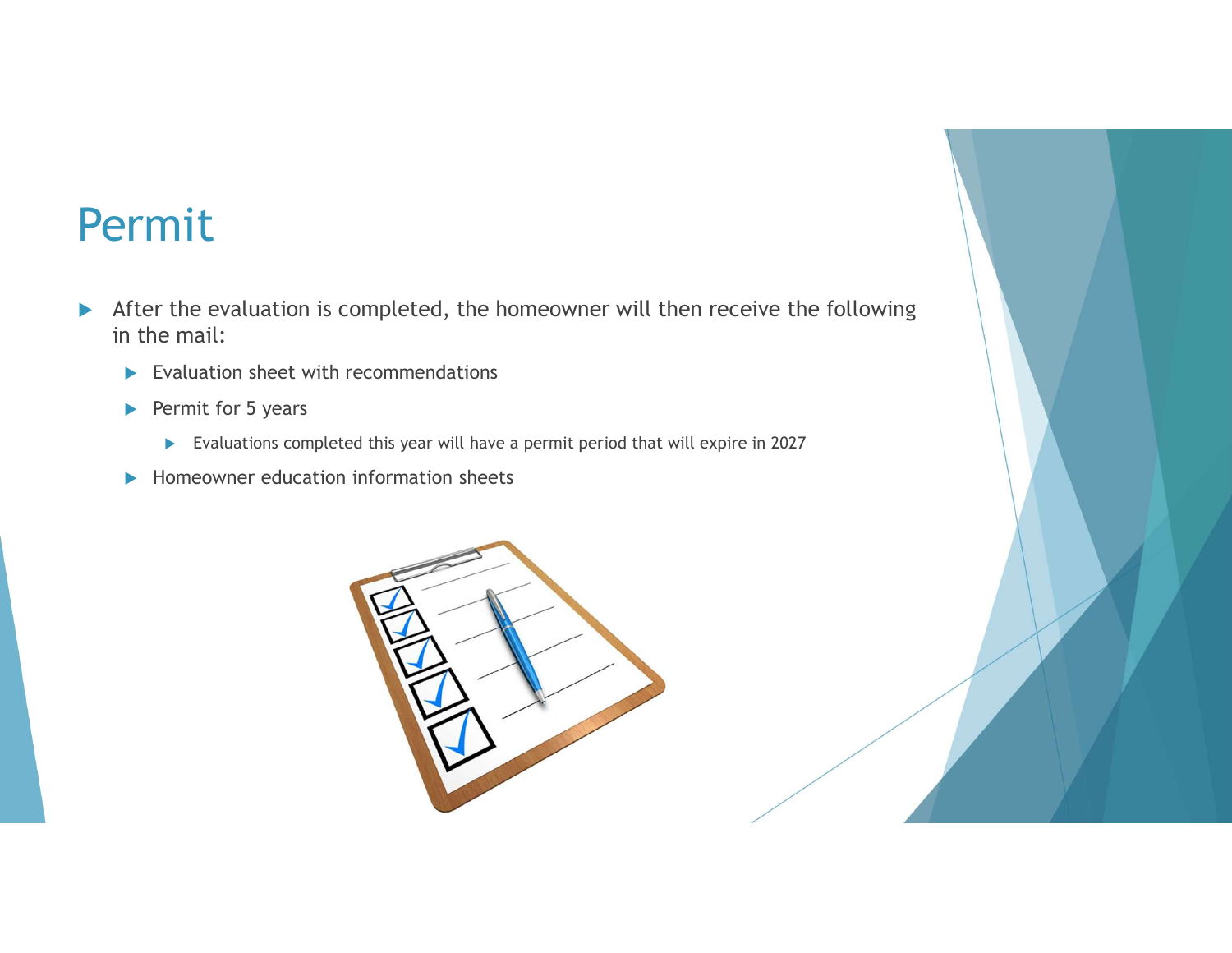# Permit

- After the evaluation is completed, the homeowner will then receive the following in the mail:
  - Evaluation sheet with recommendations
  - Permit for 5 years
    - Evaluations completed this year will have a permit period that will expire in 2027
  - Homeowner education information sheets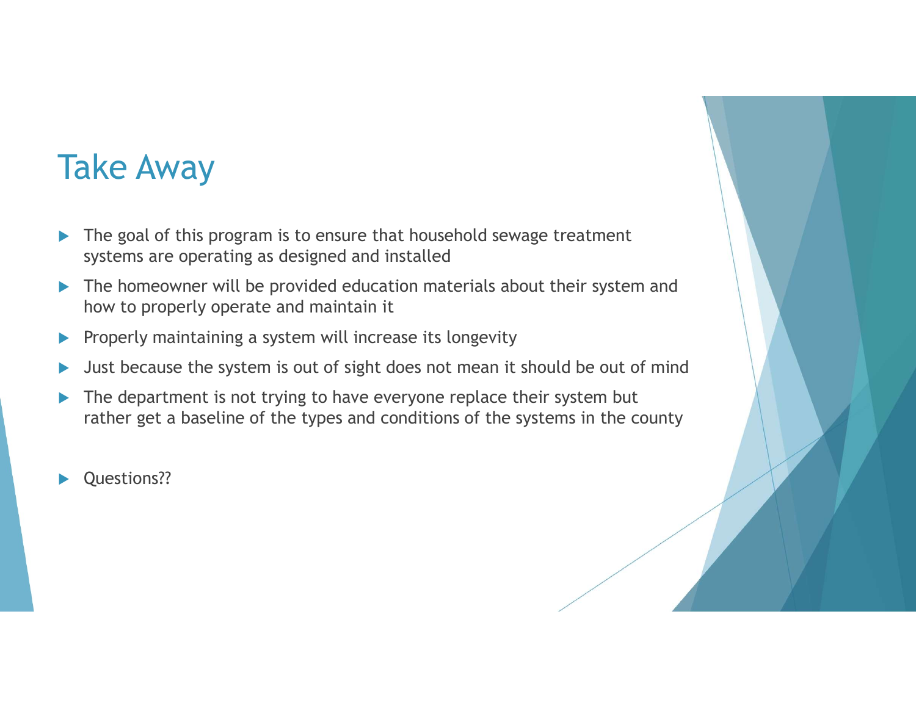# Take Away

- The goal of this program is to ensure that household sewage treatment systems are operating as designed and installed
- The homeowner will be provided education materials about their system and how to properly operate and maintain it
- Properly maintaining a system will increase its longevity
- Just because the system is out of sight does not mean it should be out of mind
- The department is not trying to have everyone replace their system but rather get a baseline of the types and conditions of the systems in the county
- Questions??